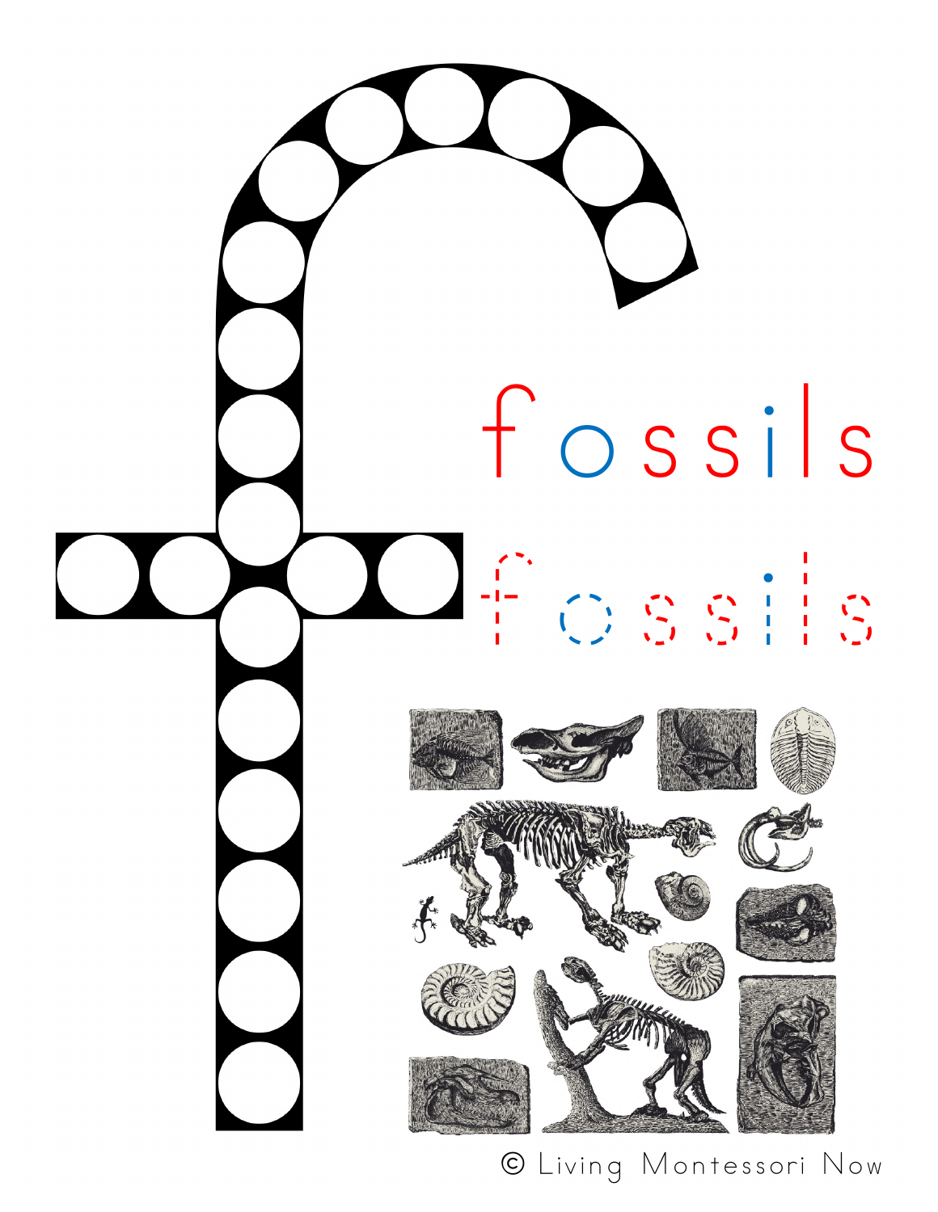f

fossils

fossils

© Living Montessori Now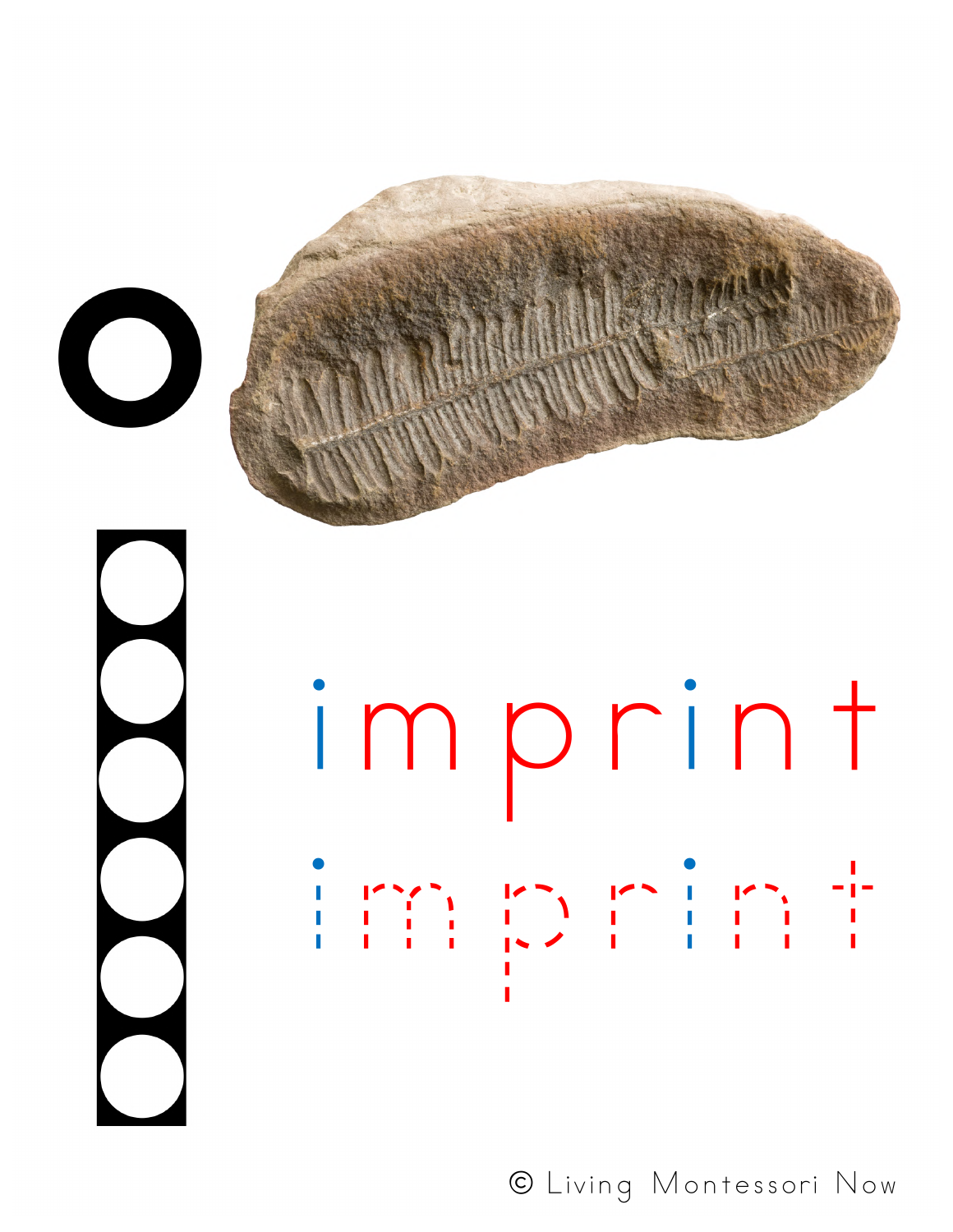imprint

imprint

© Living Montessori Now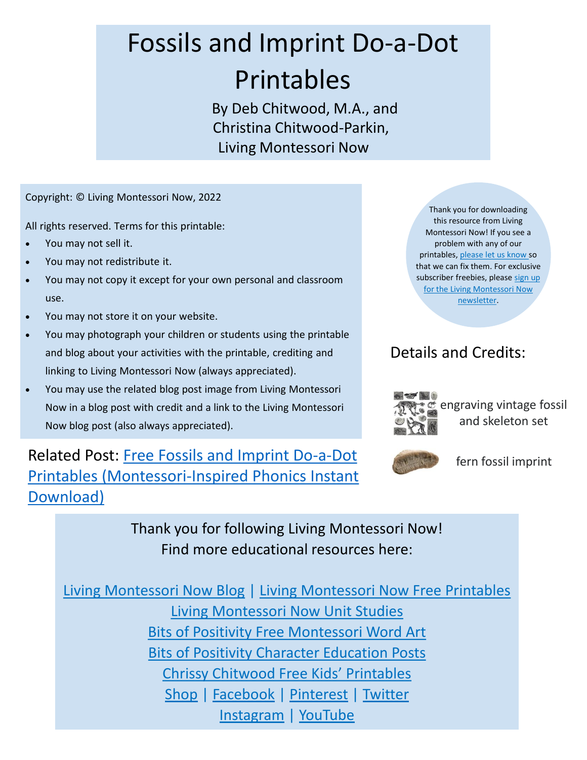# Fossils and Imprint Do-a-Dot Printables

By Deb Chitwood, M.A., and Christina Chitwood-Parkin, Living Montessori Now

Copyright: © Living Montessori Now, 2022

All rights reserved. Terms for this printable:

- You may not sell it.
- You may not redistribute it.
- You may not copy it except for your own personal and classroom use.
- You may not store it on your website.
- You may photograph your children or students using the printable and blog about your activities with the printable, crediting and linking to Living Montessori Now (always appreciated).
- You may use the related blog post image from Living Montessori Now in a blog post with credit and a link to the Living Montessori Now blog post (also always appreciated).

Related Post: Free Fossils and Imprint Do-a-Dot Printables (Montessori-Inspired Phonics Instant Download)

Thank you for downloading this resource from Living Montessori Now! If you see a problem with any of our printables, please let us know so that we can fix them. For exclusive subscriber freebies, please sign up for the Living Montessori Now newsletter.

## Details and Credits:

engraving vintage fossil and skeleton set

fern fossil imprint

Thank you for following Living Montessori Now!
Find more educational resources here:

Living Montessori Now Blog | Living Montessori Now Free Printables
Living Montessori Now Unit Studies
Bits of Positivity Free Montessori Word Art
Bits of Positivity Character Education Posts
Chrissy Chitwood Free Kids' Printables
Shop | Facebook | Pinterest | Twitter
Instagram | YouTube